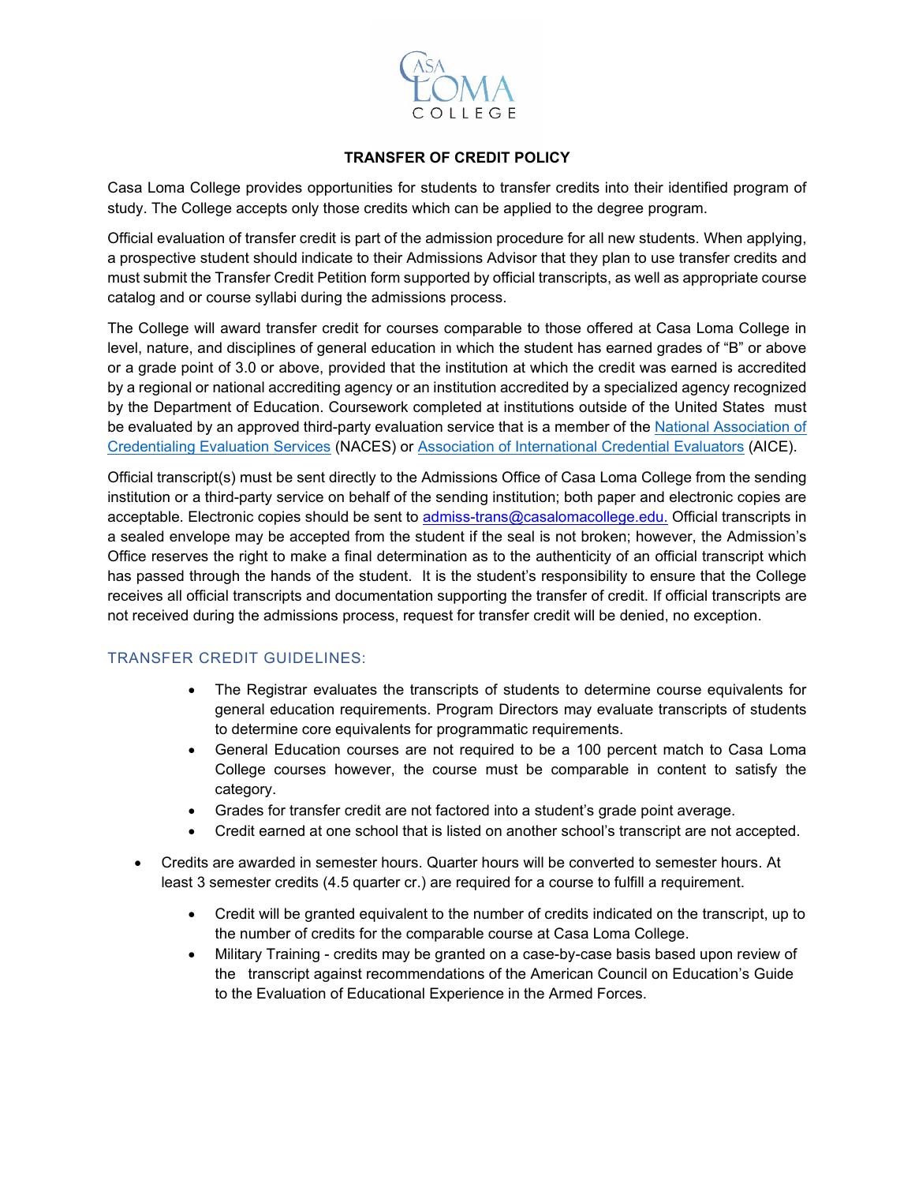# TRANSFER OF CREDIT POLICY

Casa Loma College provides opportunities for students to transfer credits into their identified program of study. The College accepts only those credits which can be applied to the degree program.

Official evaluation of transfer credit is part of the admission procedure for all new students. When applying, a prospective student should indicate to their Admissions Advisor that they plan to use transfer credits and must submit the Transfer Credit Petition form supported by official transcripts, as well as appropriate course catalog and or course syllabi during the admissions process.

The College will award transfer credit for courses comparable to those offered at Casa Loma College in level, nature, and disciplines of general education in which the student has earned grades of "B" or above or a grade point of 3.0 or above, provided that the institution at which the credit was earned is accredited by a regional or national accrediting agency or an institution accredited by a specialized agency recognized by the Department of Education. Coursework completed at institutions outside of the United States must be evaluated by an approved third-party evaluation service that is a member of the National Association of Credentialing Evaluation Services (NACES) or Association of International Credential Evaluators (AICE).

Official transcript(s) must be sent directly to the Admissions Office of Casa Loma College from the sending institution or a third-party service on behalf of the sending institution; both paper and electronic copies are acceptable. Electronic copies should be sent to admiss-trans@casalomacollege.edu. Official transcripts in a sealed envelope may be accepted from the student if the seal is not broken; however, the Admission's Office reserves the right to make a final determination as to the authenticity of an official transcript which has passed through the hands of the student. It is the student's responsibility to ensure that the College receives all official transcripts and documentation supporting the transfer of credit. If official transcripts are not received during the admissions process, request for transfer credit will be denied, no exception.

## TRANSFER CREDIT GUIDELINES:

- The Registrar evaluates the transcripts of students to determine course equivalents for general education requirements. Program Directors may evaluate transcripts of students to determine core equivalents for programmatic requirements.
- General Education courses are not required to be a 100 percent match to Casa Loma College courses however, the course must be comparable in content to satisfy the category.
- Grades for transfer credit are not factored into a student's grade point average.
- Credit earned at one school that is listed on another school's transcript are not accepted.

- Credits are awarded in semester hours. Quarter hours will be converted to semester hours. At least 3 semester credits (4.5 quarter cr.) are required for a course to fulfill a requirement.
  - Credit will be granted equivalent to the number of credits indicated on the transcript, up to the number of credits for the comparable course at Casa Loma College.
  - Military Training - credits may be granted on a case-by-case basis based upon review of the transcript against recommendations of the American Council on Education's Guide to the Evaluation of Educational Experience in the Armed Forces.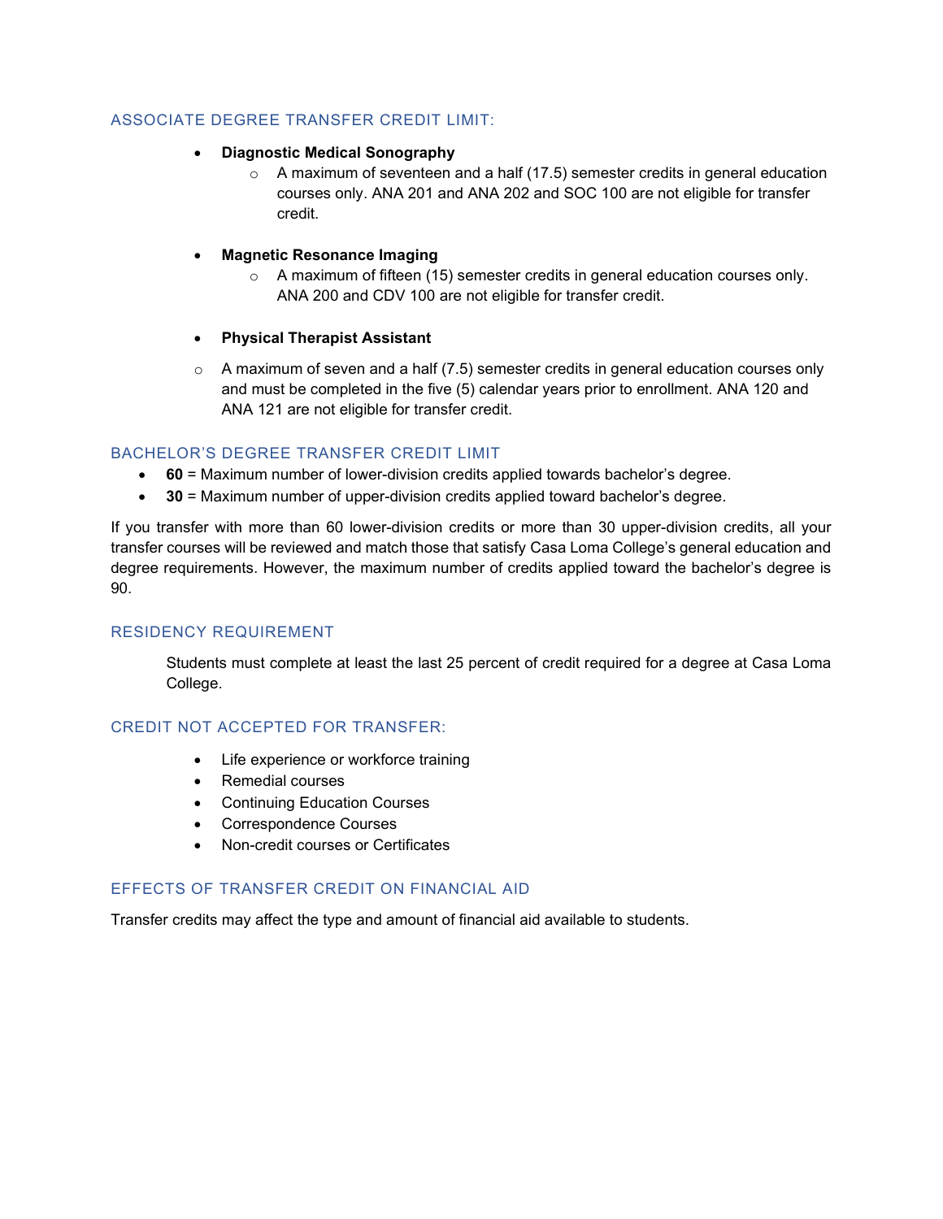## ASSOCIATE DEGREE TRANSFER CREDIT LIMIT:

- **Diagnostic Medical Sonography**
  - A maximum of seventeen and a half (17.5) semester credits in general education courses only. ANA 201 and ANA 202 and SOC 100 are not eligible for transfer credit.

- **Magnetic Resonance Imaging**
  - A maximum of fifteen (15) semester credits in general education courses only. ANA 200 and CDV 100 are not eligible for transfer credit.

- **Physical Therapist Assistant**
  - A maximum of seven and a half (7.5) semester credits in general education courses only and must be completed in the five (5) calendar years prior to enrollment. ANA 120 and ANA 121 are not eligible for transfer credit.

## BACHELOR'S DEGREE TRANSFER CREDIT LIMIT

- **60** = Maximum number of lower-division credits applied towards bachelor's degree.
- **30** = Maximum number of upper-division credits applied toward bachelor's degree.

If you transfer with more than 60 lower-division credits or more than 30 upper-division credits, all your transfer courses will be reviewed and match those that satisfy Casa Loma College's general education and degree requirements. However, the maximum number of credits applied toward the bachelor's degree is 90.

## RESIDENCY REQUIREMENT

Students must complete at least the last 25 percent of credit required for a degree at Casa Loma College.

## CREDIT NOT ACCEPTED FOR TRANSFER:

- Life experience or workforce training
- Remedial courses
- Continuing Education Courses
- Correspondence Courses
- Non-credit courses or Certificates

## EFFECTS OF TRANSFER CREDIT ON FINANCIAL AID

Transfer credits may affect the type and amount of financial aid available to students.